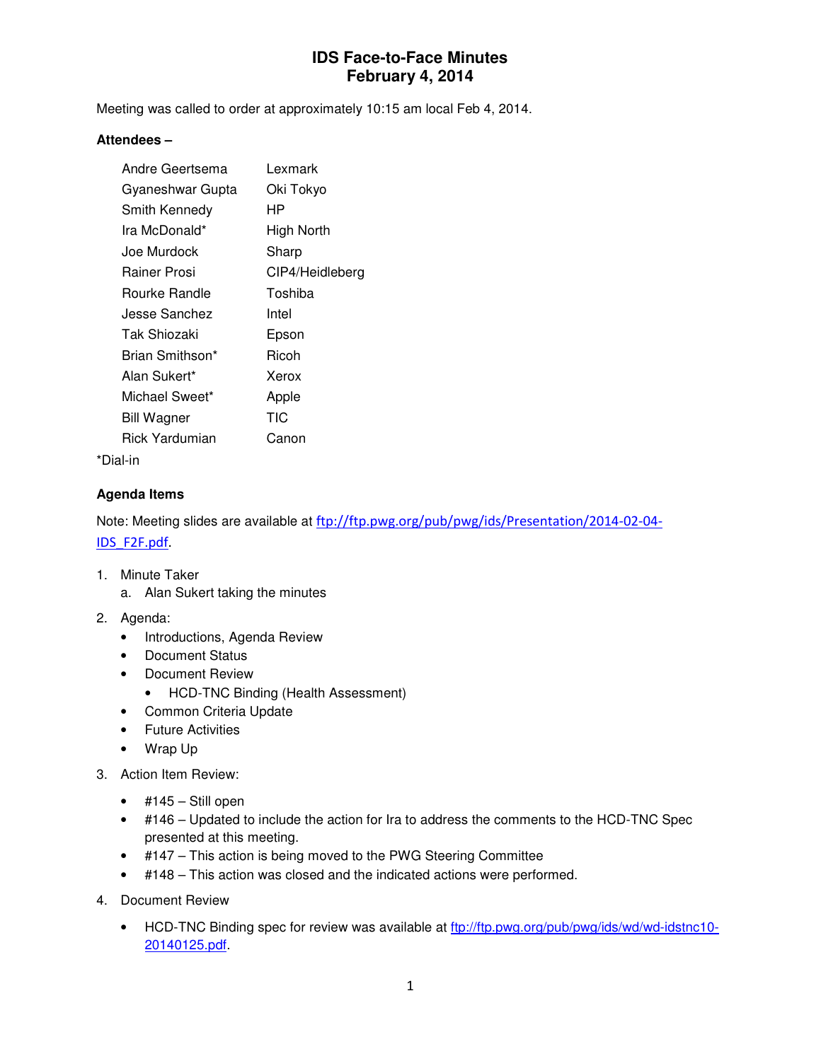# IDS Face-to-Face Minutes
# February 4, 2014

Meeting was called to order at approximately 10:15 am local Feb 4, 2014.

**Attendees –**

| | |
|---|---|
| Andre Geertsema | Lexmark |
| Gyaneshwar Gupta | Oki Tokyo |
| Smith Kennedy | HP |
| Ira McDonald* | High North |
| Joe Murdock | Sharp |
| Rainer Prosi | CIP4/Heidleberg |
| Rourke Randle | Toshiba |
| Jesse Sanchez | Intel |
| Tak Shiozaki | Epson |
| Brian Smithson* | Ricoh |
| Alan Sukert* | Xerox |
| Michael Sweet* | Apple |
| Bill Wagner | TIC |
| Rick Yardumian | Canon |

*Dial-in

**Agenda Items**

Note: Meeting slides are available at [ftp://ftp.pwg.org/pub/pwg/ids/Presentation/2014-02-04-IDS_F2F.pdf](ftp://ftp.pwg.org/pub/pwg/ids/Presentation/2014-02-04-IDS_F2F.pdf).

1. Minute Taker
   a. Alan Sukert taking the minutes
2. Agenda:
   - Introductions, Agenda Review
   - Document Status
   - Document Review
     - HCD-TNC Binding (Health Assessment)
   - Common Criteria Update
   - Future Activities
   - Wrap Up
3. Action Item Review:
   - #145 – Still open
   - #146 – Updated to include the action for Ira to address the comments to the HCD-TNC Spec presented at this meeting.
   - #147 – This action is being moved to the PWG Steering Committee
   - #148 – This action was closed and the indicated actions were performed.
4. Document Review
   - HCD-TNC Binding spec for review was available at [ftp://ftp.pwg.org/pub/pwg/ids/wd/wd-idstnc10-20140125.pdf](ftp://ftp.pwg.org/pub/pwg/ids/wd/wd-idstnc10-20140125.pdf).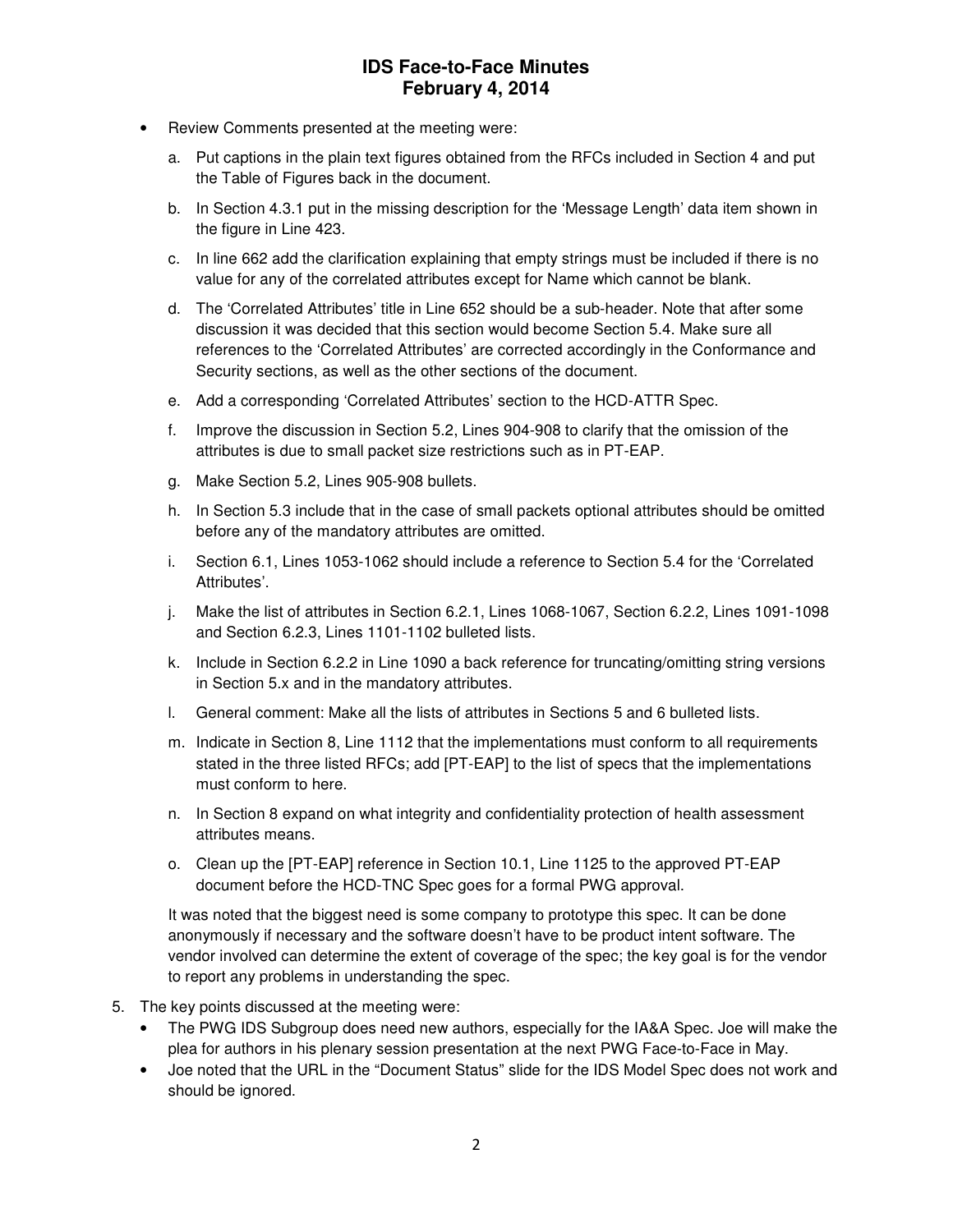- Review Comments presented at the meeting were:

    a. Put captions in the plain text figures obtained from the RFCs included in Section 4 and put the Table of Figures back in the document.

    b. In Section 4.3.1 put in the missing description for the 'Message Length' data item shown in the figure in Line 423.

    c. In line 662 add the clarification explaining that empty strings must be included if there is no value for any of the correlated attributes except for Name which cannot be blank.

    d. The 'Correlated Attributes' title in Line 652 should be a sub-header. Note that after some discussion it was decided that this section would become Section 5.4. Make sure all references to the 'Correlated Attributes' are corrected accordingly in the Conformance and Security sections, as well as the other sections of the document.

    e. Add a corresponding 'Correlated Attributes' section to the HCD-ATTR Spec.

    f. Improve the discussion in Section 5.2, Lines 904-908 to clarify that the omission of the attributes is due to small packet size restrictions such as in PT-EAP.

    g. Make Section 5.2, Lines 905-908 bullets.

    h. In Section 5.3 include that in the case of small packets optional attributes should be omitted before any of the mandatory attributes are omitted.

    i. Section 6.1, Lines 1053-1062 should include a reference to Section 5.4 for the 'Correlated Attributes'.

    j. Make the list of attributes in Section 6.2.1, Lines 1068-1067, Section 6.2.2, Lines 1091-1098 and Section 6.2.3, Lines 1101-1102 bulleted lists.

    k. Include in Section 6.2.2 in Line 1090 a back reference for truncating/omitting string versions in Section 5.x and in the mandatory attributes.

    l. General comment: Make all the lists of attributes in Sections 5 and 6 bulleted lists.

    m. Indicate in Section 8, Line 1112 that the implementations must conform to all requirements stated in the three listed RFCs; add [PT-EAP] to the list of specs that the implementations must conform to here.

    n. In Section 8 expand on what integrity and confidentiality protection of health assessment attributes means.

    o. Clean up the [PT-EAP] reference in Section 10.1, Line 1125 to the approved PT-EAP document before the HCD-TNC Spec goes for a formal PWG approval.

    It was noted that the biggest need is some company to prototype this spec. It can be done anonymously if necessary and the software doesn't have to be product intent software. The vendor involved can determine the extent of coverage of the spec; the key goal is for the vendor to report any problems in understanding the spec.

5. The key points discussed at the meeting were:
    - The PWG IDS Subgroup does need new authors, especially for the IA&A Spec. Joe will make the plea for authors in his plenary session presentation at the next PWG Face-to-Face in May.
    - Joe noted that the URL in the "Document Status" slide for the IDS Model Spec does not work and should be ignored.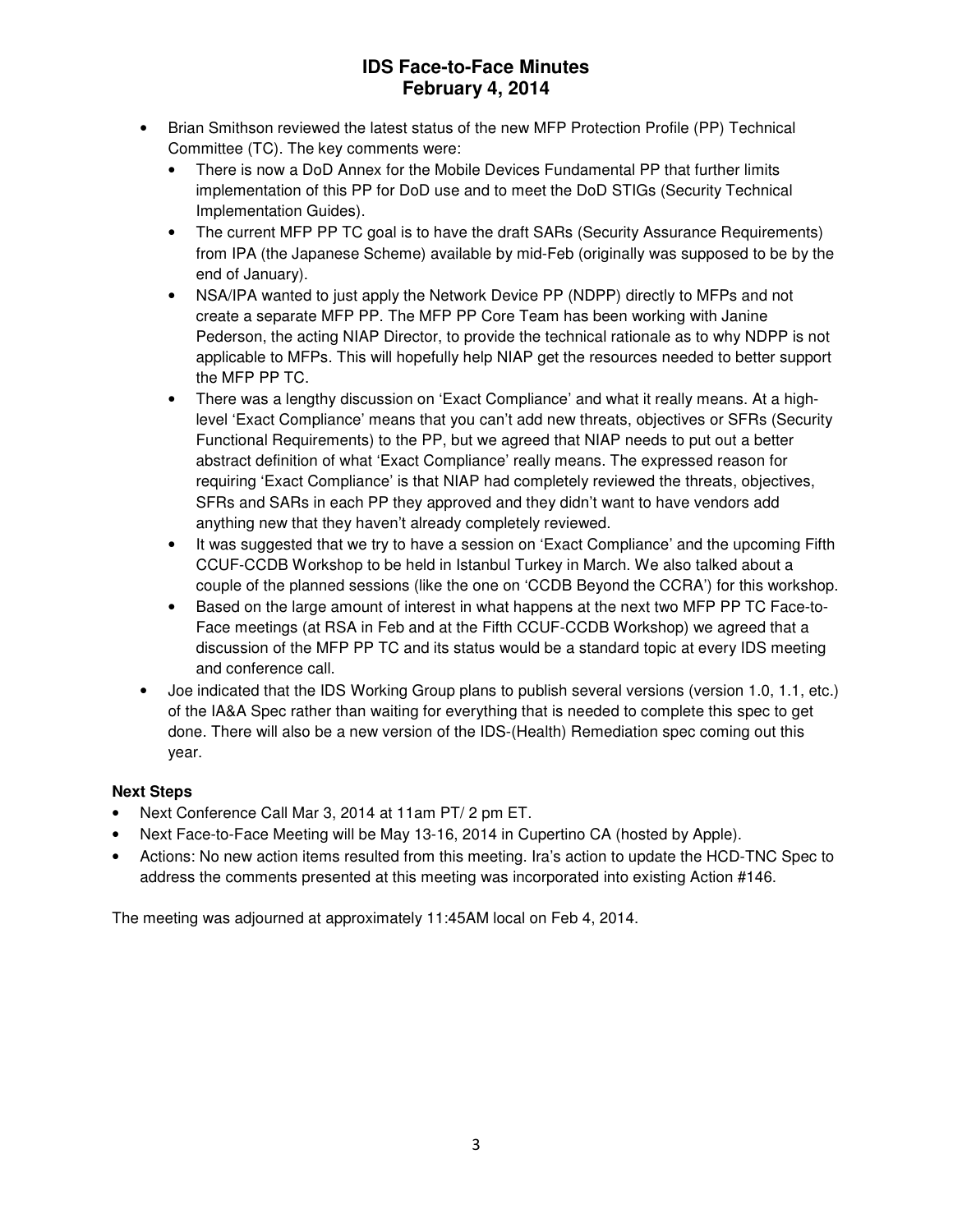- Brian Smithson reviewed the latest status of the new MFP Protection Profile (PP) Technical Committee (TC). The key comments were:
  - There is now a DoD Annex for the Mobile Devices Fundamental PP that further limits implementation of this PP for DoD use and to meet the DoD STIGs (Security Technical Implementation Guides).
  - The current MFP PP TC goal is to have the draft SARs (Security Assurance Requirements) from IPA (the Japanese Scheme) available by mid-Feb (originally was supposed to be by the end of January).
  - NSA/IPA wanted to just apply the Network Device PP (NDPP) directly to MFPs and not create a separate MFP PP. The MFP PP Core Team has been working with Janine Pederson, the acting NIAP Director, to provide the technical rationale as to why NDPP is not applicable to MFPs. This will hopefully help NIAP get the resources needed to better support the MFP PP TC.
  - There was a lengthy discussion on 'Exact Compliance' and what it really means. At a high-level 'Exact Compliance' means that you can't add new threats, objectives or SFRs (Security Functional Requirements) to the PP, but we agreed that NIAP needs to put out a better abstract definition of what 'Exact Compliance' really means. The expressed reason for requiring 'Exact Compliance' is that NIAP had completely reviewed the threats, objectives, SFRs and SARs in each PP they approved and they didn't want to have vendors add anything new that they haven't already completely reviewed.
  - It was suggested that we try to have a session on 'Exact Compliance' and the upcoming Fifth CCUF-CCDB Workshop to be held in Istanbul Turkey in March. We also talked about a couple of the planned sessions (like the one on 'CCDB Beyond the CCRA') for this workshop.
  - Based on the large amount of interest in what happens at the next two MFP PP TC Face-to-Face meetings (at RSA in Feb and at the Fifth CCUF-CCDB Workshop) we agreed that a discussion of the MFP PP TC and its status would be a standard topic at every IDS meeting and conference call.
- Joe indicated that the IDS Working Group plans to publish several versions (version 1.0, 1.1, etc.) of the IA&A Spec rather than waiting for everything that is needed to complete this spec to get done. There will also be a new version of the IDS-(Health) Remediation spec coming out this year.

**Next Steps**

- Next Conference Call Mar 3, 2014 at 11am PT/ 2 pm ET.
- Next Face-to-Face Meeting will be May 13-16, 2014 in Cupertino CA (hosted by Apple).
- Actions: No new action items resulted from this meeting. Ira's action to update the HCD-TNC Spec to address the comments presented at this meeting was incorporated into existing Action #146.

The meeting was adjourned at approximately 11:45AM local on Feb 4, 2014.